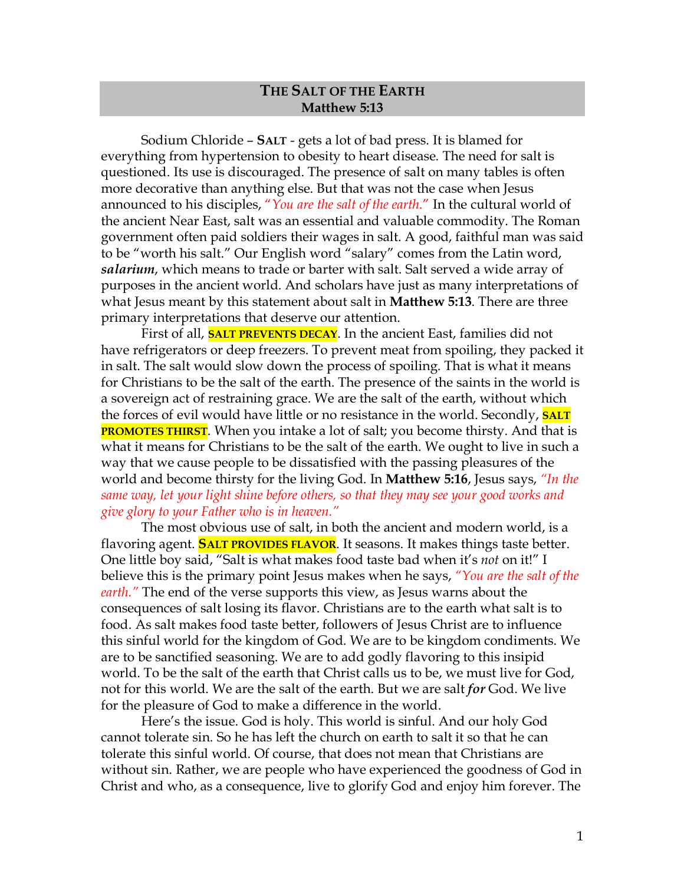# The Salt of the Earth
## Matthew 5:13

Sodium Chloride – **Salt** - gets a lot of bad press. It is blamed for everything from hypertension to obesity to heart disease. The need for salt is questioned. Its use is discouraged. The presence of salt on many tables is often more decorative than anything else. But that was not the case when Jesus announced to his disciples, "*You are the salt of the earth.*" In the cultural world of the ancient Near East, salt was an essential and valuable commodity. The Roman government often paid soldiers their wages in salt. A good, faithful man was said to be "worth his salt." Our English word "salary" comes from the Latin word, ***salarium***, which means to trade or barter with salt. Salt served a wide array of purposes in the ancient world. And scholars have just as many interpretations of what Jesus meant by this statement about salt in **Matthew 5:13**. There are three primary interpretations that deserve our attention.

First of all, **SALT PREVENTS DECAY**. In the ancient East, families did not have refrigerators or deep freezers. To prevent meat from spoiling, they packed it in salt. The salt would slow down the process of spoiling. That is what it means for Christians to be the salt of the earth. The presence of the saints in the world is a sovereign act of restraining grace. We are the salt of the earth, without which the forces of evil would have little or no resistance in the world. Secondly, **SALT PROMOTES THIRST**. When you intake a lot of salt; you become thirsty. And that is what it means for Christians to be the salt of the earth. We ought to live in such a way that we cause people to be dissatisfied with the passing pleasures of the world and become thirsty for the living God. In **Matthew 5:16**, Jesus says, *"In the same way, let your light shine before others, so that they may see your good works and give glory to your Father who is in heaven."*

The most obvious use of salt, in both the ancient and modern world, is a flavoring agent. **SALT PROVIDES FLAVOR**. It seasons. It makes things taste better. One little boy said, "Salt is what makes food taste bad when it's *not* on it!" I believe this is the primary point Jesus makes when he says, *"You are the salt of the earth."* The end of the verse supports this view, as Jesus warns about the consequences of salt losing its flavor. Christians are to the earth what salt is to food. As salt makes food taste better, followers of Jesus Christ are to influence this sinful world for the kingdom of God. We are to be kingdom condiments. We are to be sanctified seasoning. We are to add godly flavoring to this insipid world. To be the salt of the earth that Christ calls us to be, we must live for God, not for this world. We are the salt of the earth. But we are salt ***for*** God. We live for the pleasure of God to make a difference in the world.

Here's the issue. God is holy. This world is sinful. And our holy God cannot tolerate sin. So he has left the church on earth to salt it so that he can tolerate this sinful world. Of course, that does not mean that Christians are without sin. Rather, we are people who have experienced the goodness of God in Christ and who, as a consequence, live to glorify God and enjoy him forever. The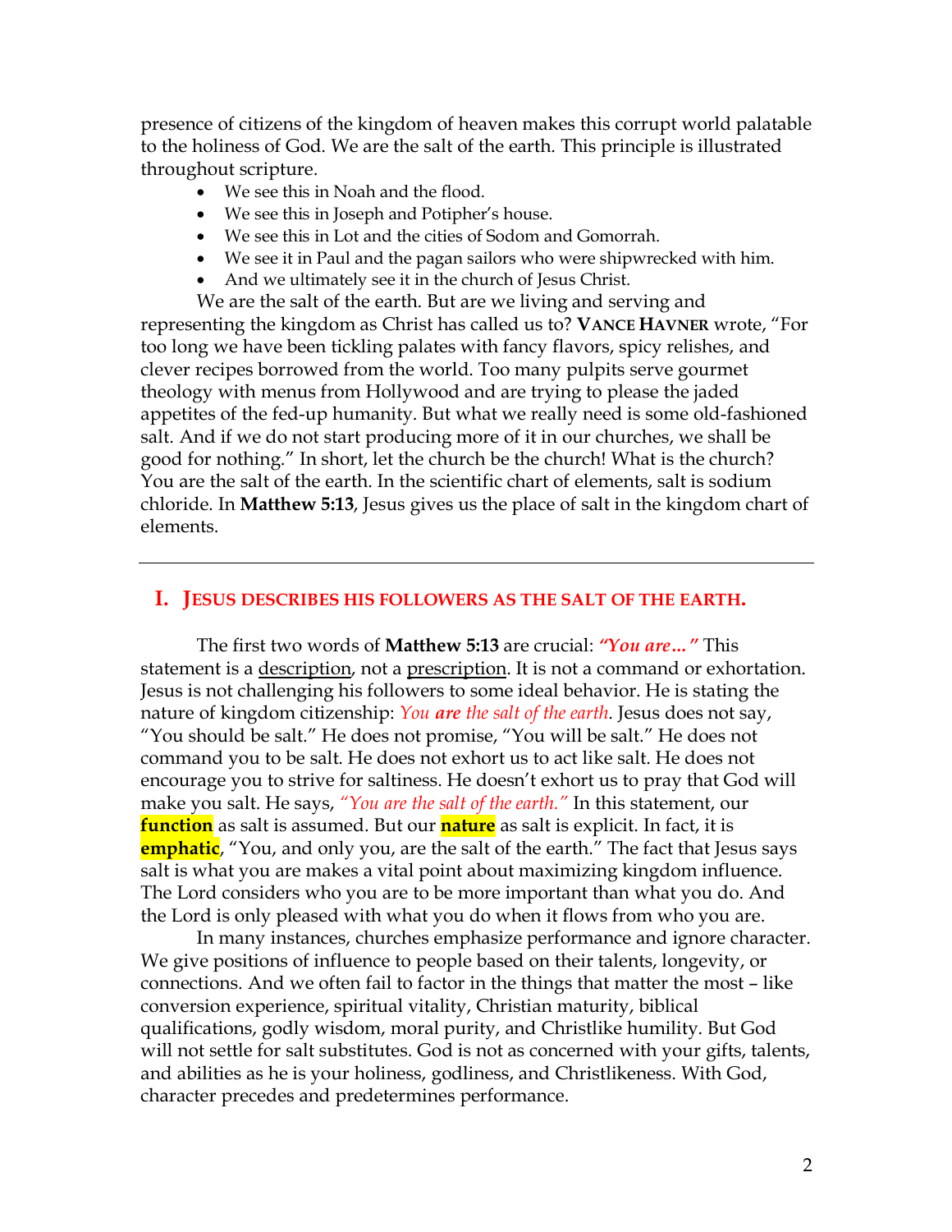presence of citizens of the kingdom of heaven makes this corrupt world palatable to the holiness of God. We are the salt of the earth. This principle is illustrated throughout scripture.

- We see this in Noah and the flood.
- We see this in Joseph and Potipher's house.
- We see this in Lot and the cities of Sodom and Gomorrah.
- We see it in Paul and the pagan sailors who were shipwrecked with him.
- And we ultimately see it in the church of Jesus Christ.

We are the salt of the earth. But are we living and serving and representing the kingdom as Christ has called us to? **VANCE HAVNER** wrote, "For too long we have been tickling palates with fancy flavors, spicy relishes, and clever recipes borrowed from the world. Too many pulpits serve gourmet theology with menus from Hollywood and are trying to please the jaded appetites of the fed-up humanity. But what we really need is some old-fashioned salt. And if we do not start producing more of it in our churches, we shall be good for nothing." In short, let the church be the church! What is the church? You are the salt of the earth. In the scientific chart of elements, salt is sodium chloride. In **Matthew 5:13**, Jesus gives us the place of salt in the kingdom chart of elements.

---

## I. JESUS DESCRIBES HIS FOLLOWERS AS THE SALT OF THE EARTH.

The first two words of **Matthew 5:13** are crucial: ***"You are…"*** This statement is a <u>description</u>, not a <u>prescription</u>. It is not a command or exhortation. Jesus is not challenging his followers to some ideal behavior. He is stating the nature of kingdom citizenship: *You **are** the salt of the earth*. Jesus does not say, "You should be salt." He does not promise, "You will be salt." He does not command you to be salt. He does not exhort us to act like salt. He does not encourage you to strive for saltiness. He doesn't exhort us to pray that God will make you salt. He says, *"You are the salt of the earth."* In this statement, our **function** as salt is assumed. But our **nature** as salt is explicit. In fact, it is **emphatic**, "You, and only you, are the salt of the earth." The fact that Jesus says salt is what you are makes a vital point about maximizing kingdom influence. The Lord considers who you are to be more important than what you do. And the Lord is only pleased with what you do when it flows from who you are.

In many instances, churches emphasize performance and ignore character. We give positions of influence to people based on their talents, longevity, or connections. And we often fail to factor in the things that matter the most – like conversion experience, spiritual vitality, Christian maturity, biblical qualifications, godly wisdom, moral purity, and Christlike humility. But God will not settle for salt substitutes. God is not as concerned with your gifts, talents, and abilities as he is your holiness, godliness, and Christlikeness. With God, character precedes and predetermines performance.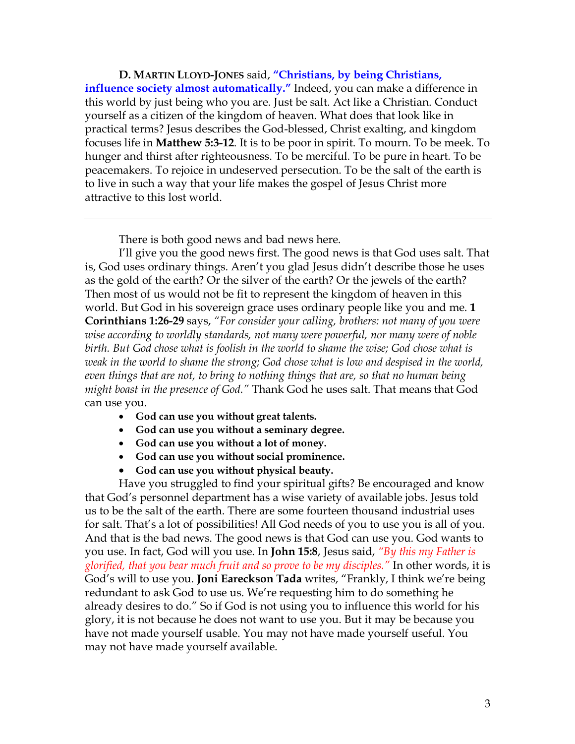**D. Martin Lloyd-Jones** said, **"Christians, by being Christians, influence society almost automatically."** Indeed, you can make a difference in this world by just being who you are. Just be salt. Act like a Christian. Conduct yourself as a citizen of the kingdom of heaven. What does that look like in practical terms? Jesus describes the God-blessed, Christ exalting, and kingdom focuses life in **Matthew 5:3-12**. It is to be poor in spirit. To mourn. To be meek. To hunger and thirst after righteousness. To be merciful. To be pure in heart. To be peacemakers. To rejoice in undeserved persecution. To be the salt of the earth is to live in such a way that your life makes the gospel of Jesus Christ more attractive to this lost world.

---

There is both good news and bad news here.

I'll give you the good news first. The good news is that God uses salt. That is, God uses ordinary things. Aren't you glad Jesus didn't describe those he uses as the gold of the earth? Or the silver of the earth? Or the jewels of the earth? Then most of us would not be fit to represent the kingdom of heaven in this world. But God in his sovereign grace uses ordinary people like you and me. **1 Corinthians 1:26-29** says, *"For consider your calling, brothers: not many of you were wise according to worldly standards, not many were powerful, nor many were of noble birth. But God chose what is foolish in the world to shame the wise; God chose what is weak in the world to shame the strong; God chose what is low and despised in the world, even things that are not, to bring to nothing things that are, so that no human being might boast in the presence of God."* Thank God he uses salt. That means that God can use you.

- **God can use you without great talents.**
- **God can use you without a seminary degree.**
- **God can use you without a lot of money.**
- **God can use you without social prominence.**
- **God can use you without physical beauty.**

Have you struggled to find your spiritual gifts? Be encouraged and know that God's personnel department has a wise variety of available jobs. Jesus told us to be the salt of the earth. There are some fourteen thousand industrial uses for salt. That's a lot of possibilities! All God needs of you to use you is all of you. And that is the bad news. The good news is that God can use you. God wants to you use. In fact, God will you use. In **John 15:8**, Jesus said, *"By this my Father is glorified, that you bear much fruit and so prove to be my disciples."* In other words, it is God's will to use you. **Joni Eareckson Tada** writes, "Frankly, I think we're being redundant to ask God to use us. We're requesting him to do something he already desires to do." So if God is not using you to influence this world for his glory, it is not because he does not want to use you. But it may be because you have not made yourself usable. You may not have made yourself useful. You may not have made yourself available.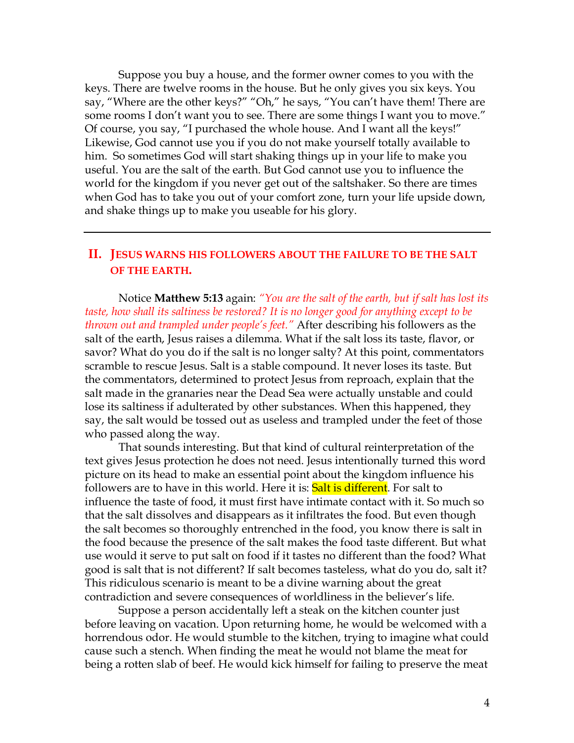Suppose you buy a house, and the former owner comes to you with the keys. There are twelve rooms in the house. But he only gives you six keys. You say, "Where are the other keys?" "Oh," he says, "You can't have them! There are some rooms I don't want you to see. There are some things I want you to move." Of course, you say, "I purchased the whole house. And I want all the keys!" Likewise, God cannot use you if you do not make yourself totally available to him. So sometimes God will start shaking things up in your life to make you useful. You are the salt of the earth. But God cannot use you to influence the world for the kingdom if you never get out of the saltshaker. So there are times when God has to take you out of your comfort zone, turn your life upside down, and shake things up to make you useable for his glory.

---

## II. JESUS WARNS HIS FOLLOWERS ABOUT THE FAILURE TO BE THE SALT OF THE EARTH.

Notice **Matthew 5:13** again: *"You are the salt of the earth, but if salt has lost its taste, how shall its saltiness be restored? It is no longer good for anything except to be thrown out and trampled under people's feet."* After describing his followers as the salt of the earth, Jesus raises a dilemma. What if the salt loss its taste, flavor, or savor? What do you do if the salt is no longer salty? At this point, commentators scramble to rescue Jesus. Salt is a stable compound. It never loses its taste. But the commentators, determined to protect Jesus from reproach, explain that the salt made in the granaries near the Dead Sea were actually unstable and could lose its saltiness if adulterated by other substances. When this happened, they say, the salt would be tossed out as useless and trampled under the feet of those who passed along the way.

That sounds interesting. But that kind of cultural reinterpretation of the text gives Jesus protection he does not need. Jesus intentionally turned this word picture on its head to make an essential point about the kingdom influence his followers are to have in this world. Here it is: Salt is different. For salt to influence the taste of food, it must first have intimate contact with it. So much so that the salt dissolves and disappears as it infiltrates the food. But even though the salt becomes so thoroughly entrenched in the food, you know there is salt in the food because the presence of the salt makes the food taste different. But what use would it serve to put salt on food if it tastes no different than the food? What good is salt that is not different? If salt becomes tasteless, what do you do, salt it? This ridiculous scenario is meant to be a divine warning about the great contradiction and severe consequences of worldliness in the believer's life.

Suppose a person accidentally left a steak on the kitchen counter just before leaving on vacation. Upon returning home, he would be welcomed with a horrendous odor. He would stumble to the kitchen, trying to imagine what could cause such a stench. When finding the meat he would not blame the meat for being a rotten slab of beef. He would kick himself for failing to preserve the meat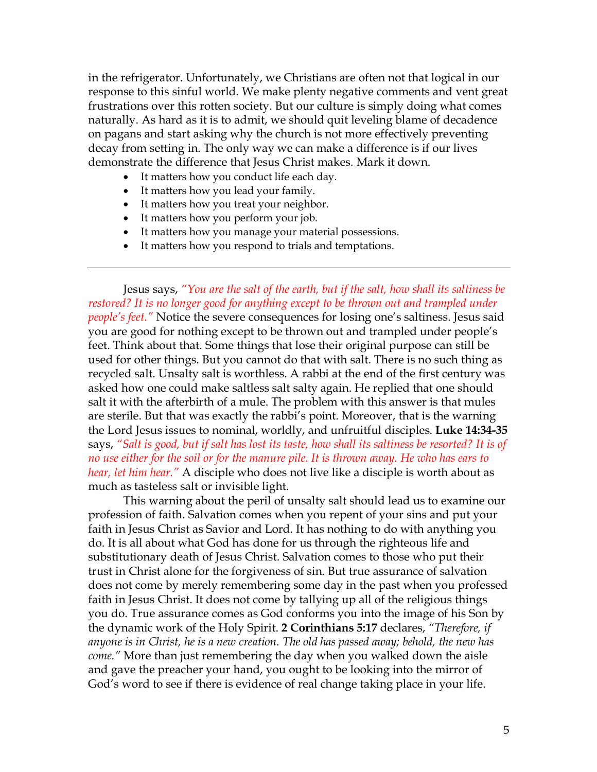in the refrigerator. Unfortunately, we Christians are often not that logical in our response to this sinful world. We make plenty negative comments and vent great frustrations over this rotten society. But our culture is simply doing what comes naturally. As hard as it is to admit, we should quit leveling blame of decadence on pagans and start asking why the church is not more effectively preventing decay from setting in. The only way we can make a difference is if our lives demonstrate the difference that Jesus Christ makes. Mark it down.

- It matters how you conduct life each day.
- It matters how you lead your family.
- It matters how you treat your neighbor.
- It matters how you perform your job.
- It matters how you manage your material possessions.
- It matters how you respond to trials and temptations.

---

Jesus says, *"You are the salt of the earth, but if the salt, how shall its saltiness be restored? It is no longer good for anything except to be thrown out and trampled under people's feet."* Notice the severe consequences for losing one's saltiness. Jesus said you are good for nothing except to be thrown out and trampled under people's feet. Think about that. Some things that lose their original purpose can still be used for other things. But you cannot do that with salt. There is no such thing as recycled salt. Unsalty salt is worthless. A rabbi at the end of the first century was asked how one could make saltless salt salty again. He replied that one should salt it with the afterbirth of a mule. The problem with this answer is that mules are sterile. But that was exactly the rabbi's point. Moreover, that is the warning the Lord Jesus issues to nominal, worldly, and unfruitful disciples. **Luke 14:34-35** says, *"Salt is good, but if salt has lost its taste, how shall its saltiness be resorted? It is of no use either for the soil or for the manure pile. It is thrown away. He who has ears to hear, let him hear."* A disciple who does not live like a disciple is worth about as much as tasteless salt or invisible light.

This warning about the peril of unsalty salt should lead us to examine our profession of faith. Salvation comes when you repent of your sins and put your faith in Jesus Christ as Savior and Lord. It has nothing to do with anything you do. It is all about what God has done for us through the righteous life and substitutionary death of Jesus Christ. Salvation comes to those who put their trust in Christ alone for the forgiveness of sin. But true assurance of salvation does not come by merely remembering some day in the past when you professed faith in Jesus Christ. It does not come by tallying up all of the religious things you do. True assurance comes as God conforms you into the image of his Son by the dynamic work of the Holy Spirit. **2 Corinthians 5:17** declares, *"Therefore, if anyone is in Christ, he is a new creation. The old has passed away; behold, the new has come."* More than just remembering the day when you walked down the aisle and gave the preacher your hand, you ought to be looking into the mirror of God's word to see if there is evidence of real change taking place in your life.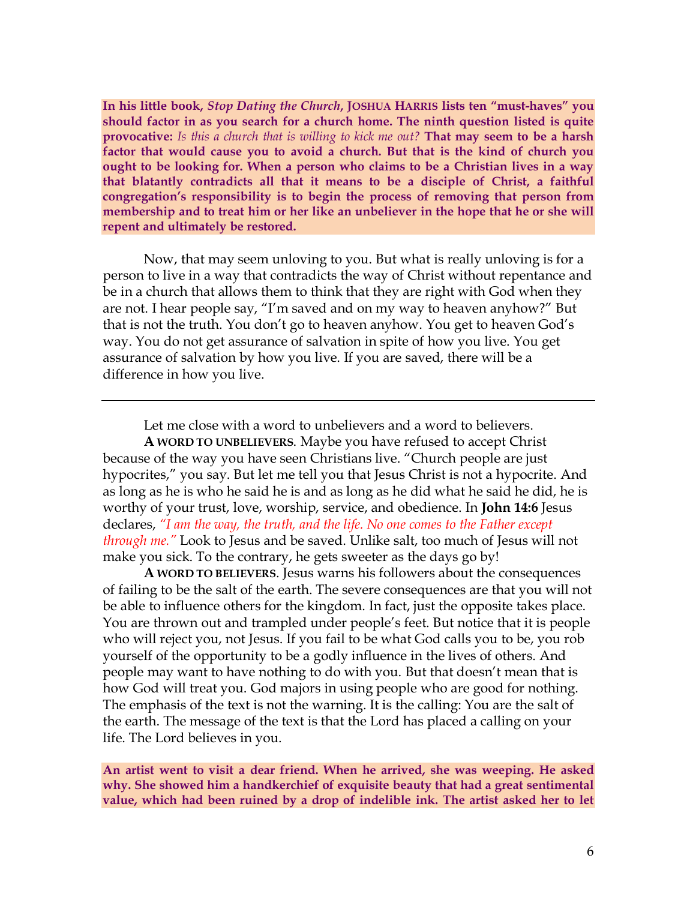**In his little book, *Stop Dating the Church*, JOSHUA HARRIS lists ten "must-haves" you should factor in as you search for a church home. The ninth question listed is quite provocative:** *Is this a church that is willing to kick me out?* **That may seem to be a harsh factor that would cause you to avoid a church. But that is the kind of church you ought to be looking for. When a person who claims to be a Christian lives in a way that blatantly contradicts all that it means to be a disciple of Christ, a faithful congregation's responsibility is to begin the process of removing that person from membership and to treat him or her like an unbeliever in the hope that he or she will repent and ultimately be restored.**

Now, that may seem unloving to you. But what is really unloving is for a person to live in a way that contradicts the way of Christ without repentance and be in a church that allows them to think that they are right with God when they are not. I hear people say, "I'm saved and on my way to heaven anyhow?" But that is not the truth. You don't go to heaven anyhow. You get to heaven God's way. You do not get assurance of salvation in spite of how you live. You get assurance of salvation by how you live. If you are saved, there will be a difference in how you live.

---

Let me close with a word to unbelievers and a word to believers.

**A WORD TO UNBELIEVERS**. Maybe you have refused to accept Christ because of the way you have seen Christians live. "Church people are just hypocrites," you say. But let me tell you that Jesus Christ is not a hypocrite. And as long as he is who he said he is and as long as he did what he said he did, he is worthy of your trust, love, worship, service, and obedience. In **John 14:6** Jesus declares, *"I am the way, the truth, and the life. No one comes to the Father except through me."* Look to Jesus and be saved. Unlike salt, too much of Jesus will not make you sick. To the contrary, he gets sweeter as the days go by!

**A WORD TO BELIEVERS**. Jesus warns his followers about the consequences of failing to be the salt of the earth. The severe consequences are that you will not be able to influence others for the kingdom. In fact, just the opposite takes place. You are thrown out and trampled under people's feet. But notice that it is people who will reject you, not Jesus. If you fail to be what God calls you to be, you rob yourself of the opportunity to be a godly influence in the lives of others. And people may want to have nothing to do with you. But that doesn't mean that is how God will treat you. God majors in using people who are good for nothing. The emphasis of the text is not the warning. It is the calling: You are the salt of the earth. The message of the text is that the Lord has placed a calling on your life. The Lord believes in you.

**An artist went to visit a dear friend. When he arrived, she was weeping. He asked why. She showed him a handkerchief of exquisite beauty that had a great sentimental value, which had been ruined by a drop of indelible ink. The artist asked her to let**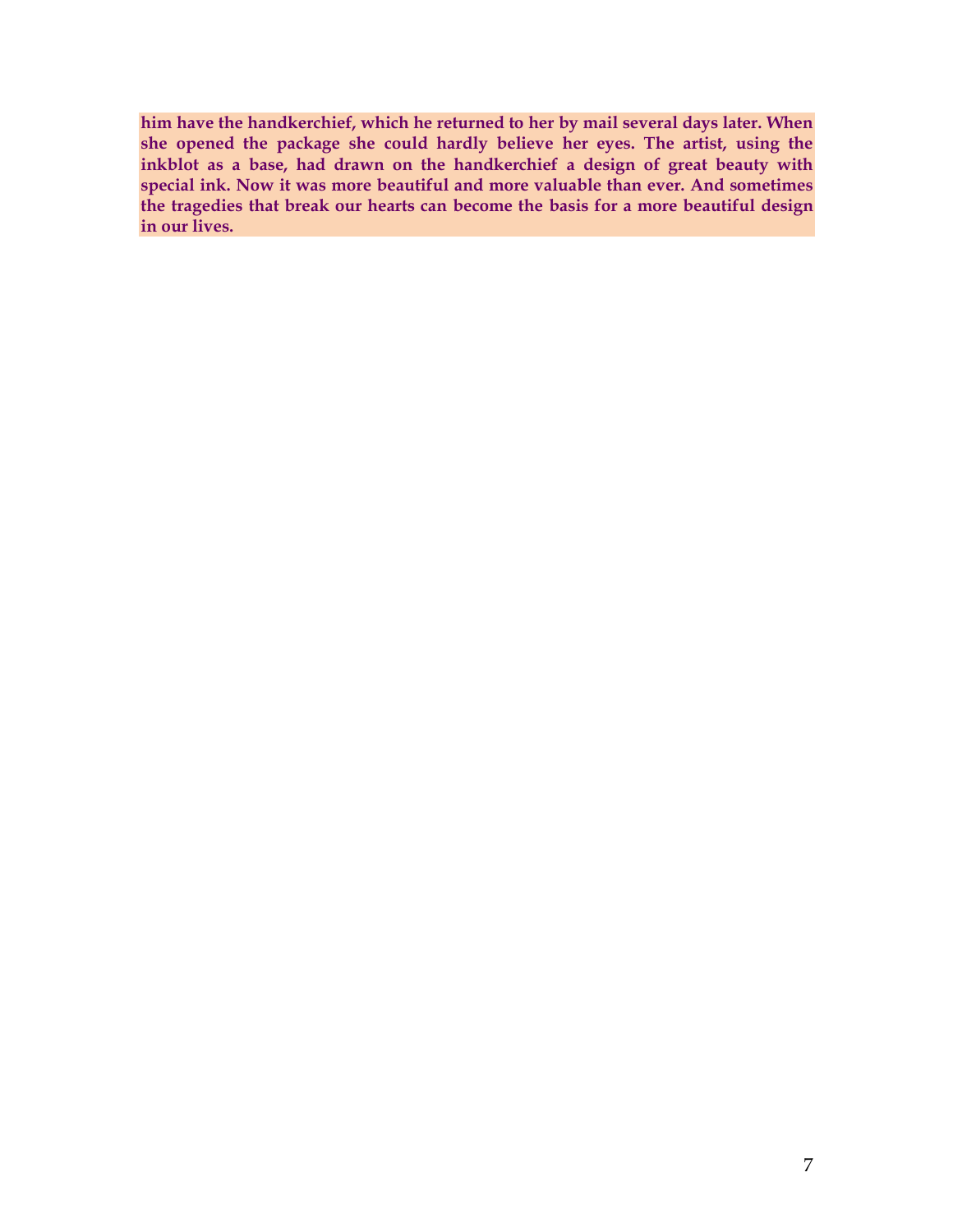**him have the handkerchief, which he returned to her by mail several days later. When she opened the package she could hardly believe her eyes. The artist, using the inkblot as a base, had drawn on the handkerchief a design of great beauty with special ink. Now it was more beautiful and more valuable than ever. And sometimes the tragedies that break our hearts can become the basis for a more beautiful design in our lives.**